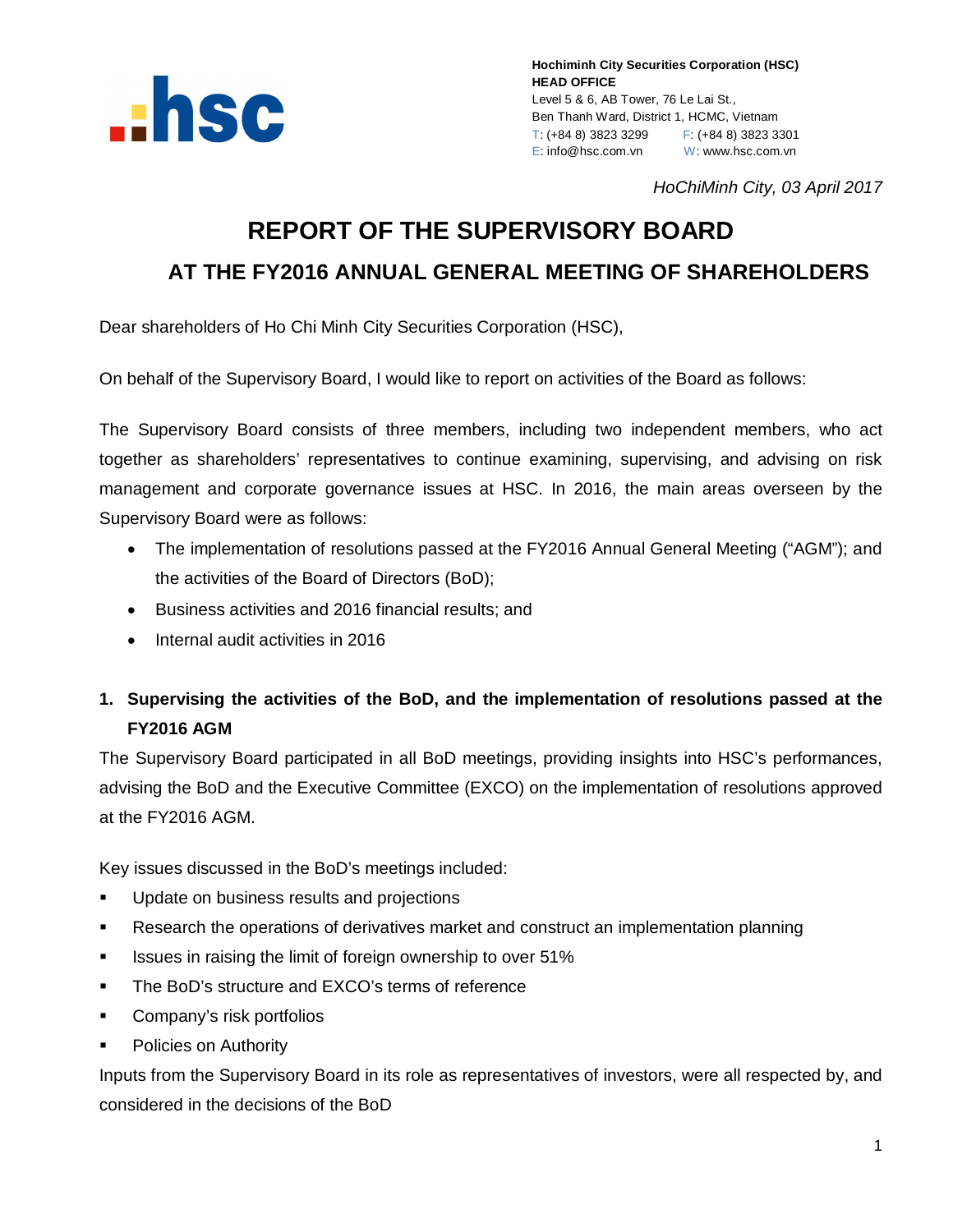**Hochiminh City Securities Corporation (HSC)**
**HEAD OFFICE**
Level 5 & 6, AB Tower, 76 Le Lai St.,
Ben Thanh Ward, District 1, HCMC, Vietnam
T: (+84 8) 3823 3299 F: (+84 8) 3823 3301
E: info@hsc.com.vn W: www.hsc.com.vn

*HoChiMinh City, 03 April 2017*

# REPORT OF THE SUPERVISORY BOARD

## AT THE FY2016 ANNUAL GENERAL MEETING OF SHAREHOLDERS

Dear shareholders of Ho Chi Minh City Securities Corporation (HSC),

On behalf of the Supervisory Board, I would like to report on activities of the Board as follows:

The Supervisory Board consists of three members, including two independent members, who act together as shareholders' representatives to continue examining, supervising, and advising on risk management and corporate governance issues at HSC. In 2016, the main areas overseen by the Supervisory Board were as follows:

- The implementation of resolutions passed at the FY2016 Annual General Meeting ("AGM"); and the activities of the Board of Directors (BoD);
- Business activities and 2016 financial results; and
- Internal audit activities in 2016

### 1. Supervising the activities of the BoD, and the implementation of resolutions passed at the FY2016 AGM

The Supervisory Board participated in all BoD meetings, providing insights into HSC's performances, advising the BoD and the Executive Committee (EXCO) on the implementation of resolutions approved at the FY2016 AGM.

Key issues discussed in the BoD's meetings included:

- Update on business results and projections
- Research the operations of derivatives market and construct an implementation planning
- Issues in raising the limit of foreign ownership to over 51%
- The BoD's structure and EXCO's terms of reference
- Company's risk portfolios
- Policies on Authority

Inputs from the Supervisory Board in its role as representatives of investors, were all respected by, and considered in the decisions of the BoD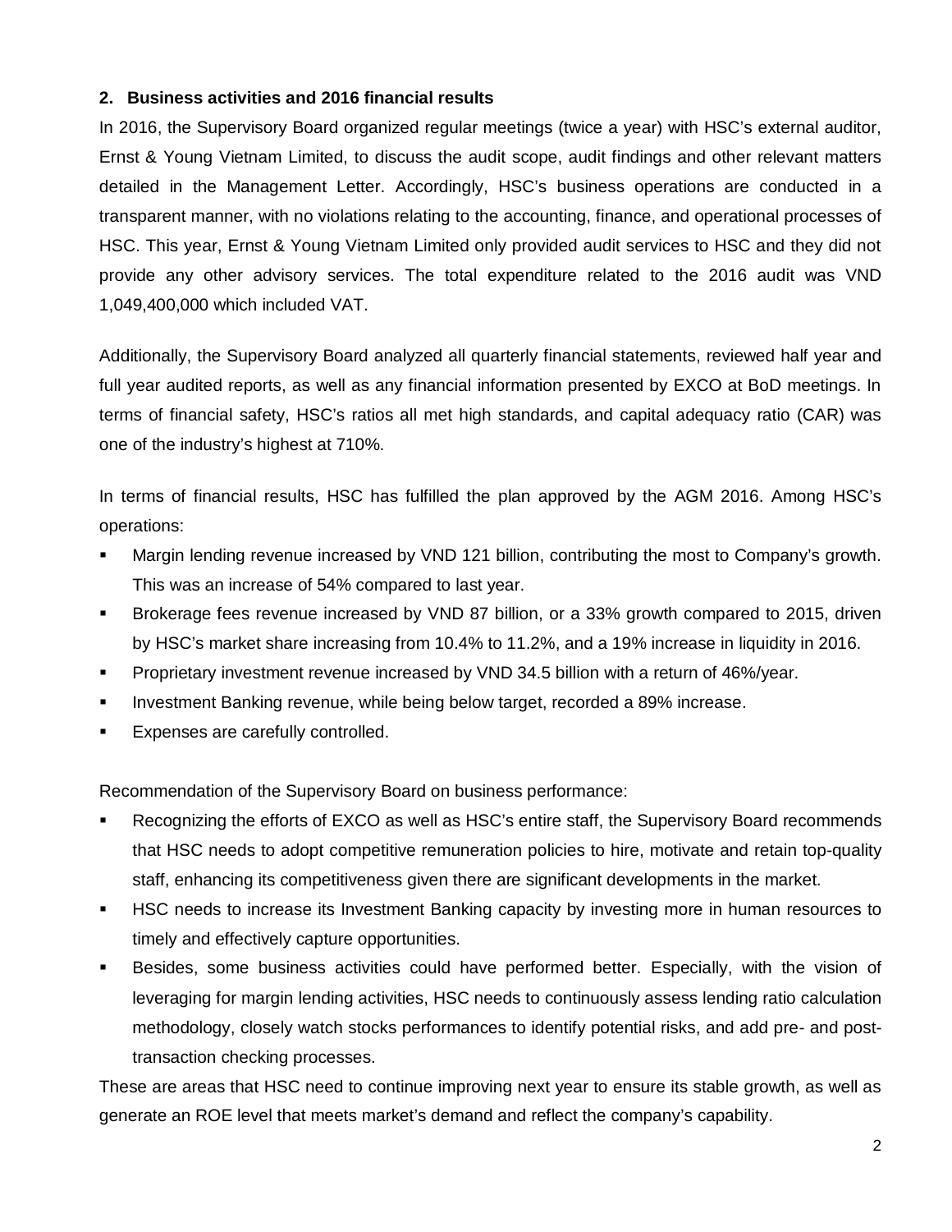## 2. Business activities and 2016 financial results

In 2016, the Supervisory Board organized regular meetings (twice a year) with HSC's external auditor, Ernst & Young Vietnam Limited, to discuss the audit scope, audit findings and other relevant matters detailed in the Management Letter. Accordingly, HSC's business operations are conducted in a transparent manner, with no violations relating to the accounting, finance, and operational processes of HSC. This year, Ernst & Young Vietnam Limited only provided audit services to HSC and they did not provide any other advisory services. The total expenditure related to the 2016 audit was VND 1,049,400,000 which included VAT.

Additionally, the Supervisory Board analyzed all quarterly financial statements, reviewed half year and full year audited reports, as well as any financial information presented by EXCO at BoD meetings. In terms of financial safety, HSC's ratios all met high standards, and capital adequacy ratio (CAR) was one of the industry's highest at 710%.

In terms of financial results, HSC has fulfilled the plan approved by the AGM 2016. Among HSC's operations:

- Margin lending revenue increased by VND 121 billion, contributing the most to Company's growth. This was an increase of 54% compared to last year.
- Brokerage fees revenue increased by VND 87 billion, or a 33% growth compared to 2015, driven by HSC's market share increasing from 10.4% to 11.2%, and a 19% increase in liquidity in 2016.
- Proprietary investment revenue increased by VND 34.5 billion with a return of 46%/year.
- Investment Banking revenue, while being below target, recorded a 89% increase.
- Expenses are carefully controlled.

Recommendation of the Supervisory Board on business performance:

- Recognizing the efforts of EXCO as well as HSC's entire staff, the Supervisory Board recommends that HSC needs to adopt competitive remuneration policies to hire, motivate and retain top-quality staff, enhancing its competitiveness given there are significant developments in the market.
- HSC needs to increase its Investment Banking capacity by investing more in human resources to timely and effectively capture opportunities.
- Besides, some business activities could have performed better. Especially, with the vision of leveraging for margin lending activities, HSC needs to continuously assess lending ratio calculation methodology, closely watch stocks performances to identify potential risks, and add pre- and post-transaction checking processes.

These are areas that HSC need to continue improving next year to ensure its stable growth, as well as generate an ROE level that meets market's demand and reflect the company's capability.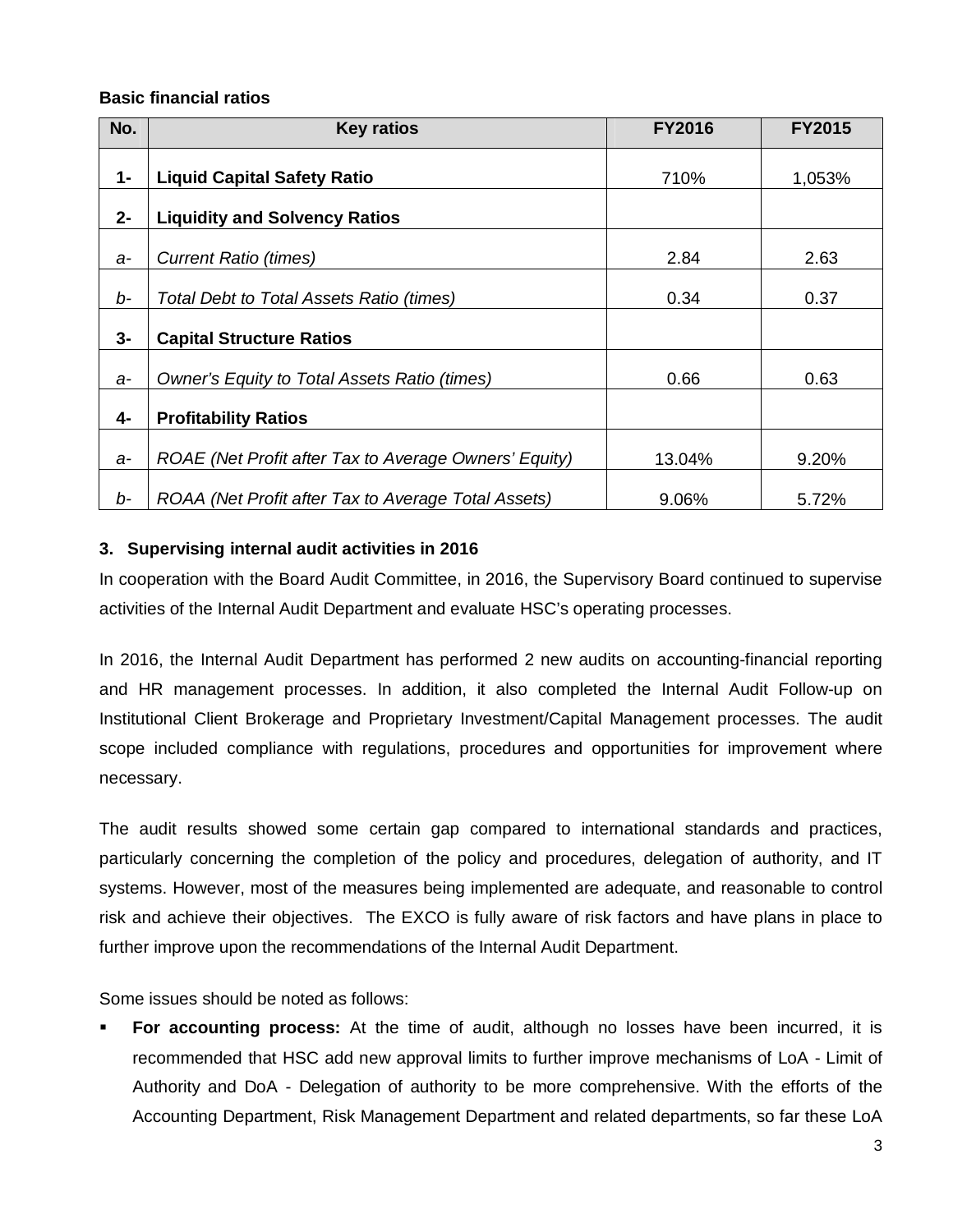**Basic financial ratios**

| No. | Key ratios | FY2016 | FY2015 |
|---|---|---|---|
| **1-** | **Liquid Capital Safety Ratio** | 710% | 1,053% |
| **2-** | **Liquidity and Solvency Ratios** | | |
| *a-* | *Current Ratio (times)* | 2.84 | 2.63 |
| *b-* | *Total Debt to Total Assets Ratio (times)* | 0.34 | 0.37 |
| **3-** | **Capital Structure Ratios** | | |
| *a-* | *Owner's Equity to Total Assets Ratio (times)* | 0.66 | 0.63 |
| **4-** | **Profitability Ratios** | | |
| *a-* | *ROAE (Net Profit after Tax to Average Owners' Equity)* | 13.04% | 9.20% |
| *b-* | *ROAA (Net Profit after Tax to Average Total Assets)* | 9.06% | 5.72% |

### 3. Supervising internal audit activities in 2016

In cooperation with the Board Audit Committee, in 2016, the Supervisory Board continued to supervise activities of the Internal Audit Department and evaluate HSC's operating processes.

In 2016, the Internal Audit Department has performed 2 new audits on accounting-financial reporting and HR management processes. In addition, it also completed the Internal Audit Follow-up on Institutional Client Brokerage and Proprietary Investment/Capital Management processes. The audit scope included compliance with regulations, procedures and opportunities for improvement where necessary.

The audit results showed some certain gap compared to international standards and practices, particularly concerning the completion of the policy and procedures, delegation of authority, and IT systems. However, most of the measures being implemented are adequate, and reasonable to control risk and achieve their objectives. The EXCO is fully aware of risk factors and have plans in place to further improve upon the recommendations of the Internal Audit Department.

Some issues should be noted as follows:

- **For accounting process:** At the time of audit, although no losses have been incurred, it is recommended that HSC add new approval limits to further improve mechanisms of LoA - Limit of Authority and DoA - Delegation of authority to be more comprehensive. With the efforts of the Accounting Department, Risk Management Department and related departments, so far these LoA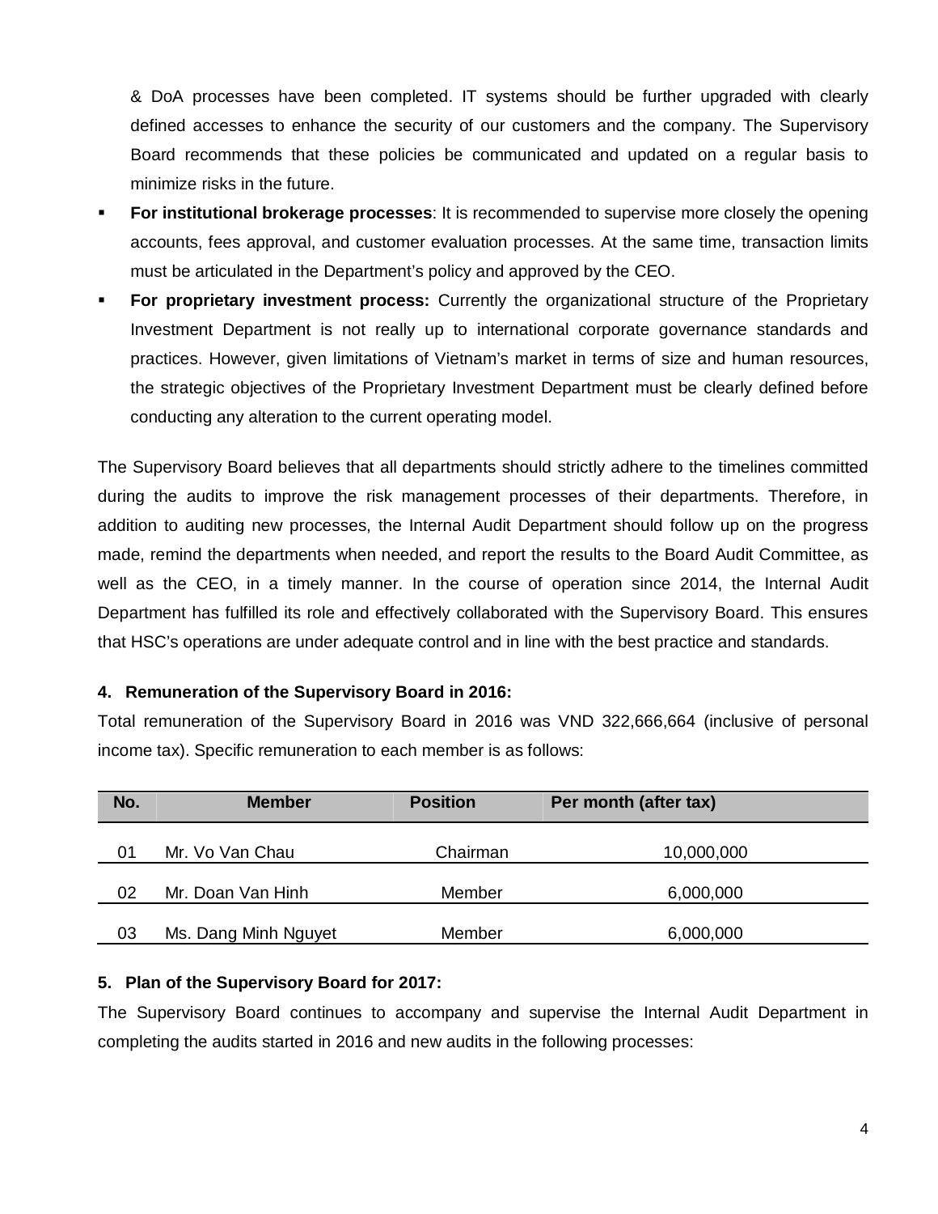& DoA processes have been completed. IT systems should be further upgraded with clearly defined accesses to enhance the security of our customers and the company. The Supervisory Board recommends that these policies be communicated and updated on a regular basis to minimize risks in the future.

- **For institutional brokerage processes**: It is recommended to supervise more closely the opening accounts, fees approval, and customer evaluation processes. At the same time, transaction limits must be articulated in the Department's policy and approved by the CEO.
- **For proprietary investment process:** Currently the organizational structure of the Proprietary Investment Department is not really up to international corporate governance standards and practices. However, given limitations of Vietnam's market in terms of size and human resources, the strategic objectives of the Proprietary Investment Department must be clearly defined before conducting any alteration to the current operating model.

The Supervisory Board believes that all departments should strictly adhere to the timelines committed during the audits to improve the risk management processes of their departments. Therefore, in addition to auditing new processes, the Internal Audit Department should follow up on the progress made, remind the departments when needed, and report the results to the Board Audit Committee, as well as the CEO, in a timely manner. In the course of operation since 2014, the Internal Audit Department has fulfilled its role and effectively collaborated with the Supervisory Board. This ensures that HSC's operations are under adequate control and in line with the best practice and standards.

**4. Remuneration of the Supervisory Board in 2016:**

Total remuneration of the Supervisory Board in 2016 was VND 322,666,664 (inclusive of personal income tax). Specific remuneration to each member is as follows:

| No. | Member | Position | Per month (after tax) |
|---|---|---|---|
| 01 | Mr. Vo Van Chau | Chairman | 10,000,000 |
| 02 | Mr. Doan Van Hinh | Member | 6,000,000 |
| 03 | Ms. Dang Minh Nguyet | Member | 6,000,000 |

**5. Plan of the Supervisory Board for 2017:**

The Supervisory Board continues to accompany and supervise the Internal Audit Department in completing the audits started in 2016 and new audits in the following processes: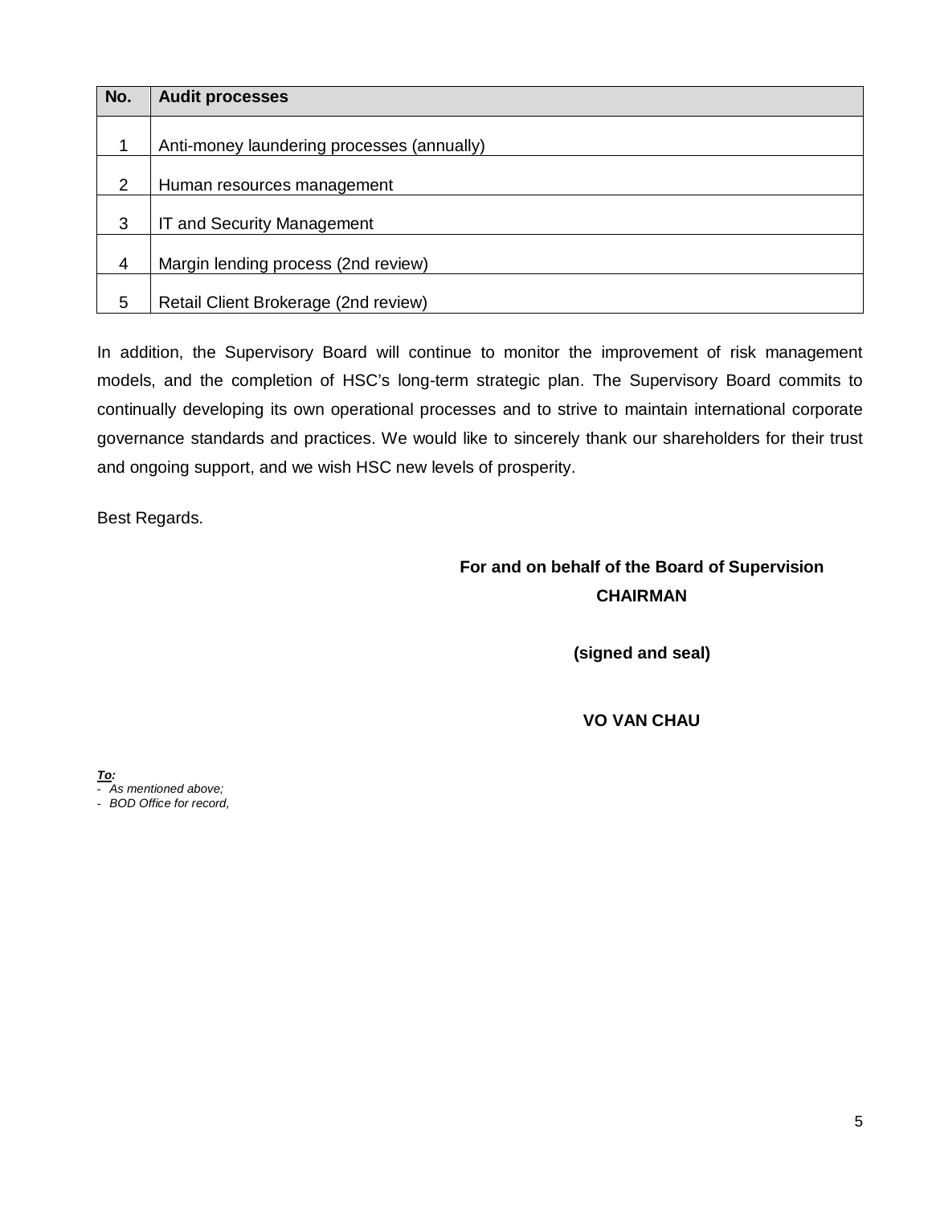| No. | Audit processes |
|---|---|
| 1 | Anti-money laundering processes (annually) |
| 2 | Human resources management |
| 3 | IT and Security Management |
| 4 | Margin lending process (2nd review) |
| 5 | Retail Client Brokerage (2nd review) |

In addition, the Supervisory Board will continue to monitor the improvement of risk management models, and the completion of HSC's long-term strategic plan. The Supervisory Board commits to continually developing its own operational processes and to strive to maintain international corporate governance standards and practices. We would like to sincerely thank our shareholders for their trust and ongoing support, and we wish HSC new levels of prosperity.

Best Regards.

**For and on behalf of the Board of Supervision**
**CHAIRMAN**

**(signed and seal)**

**VO VAN CHAU**

***To:***
- *As mentioned above;*
- *BOD Office for record,*